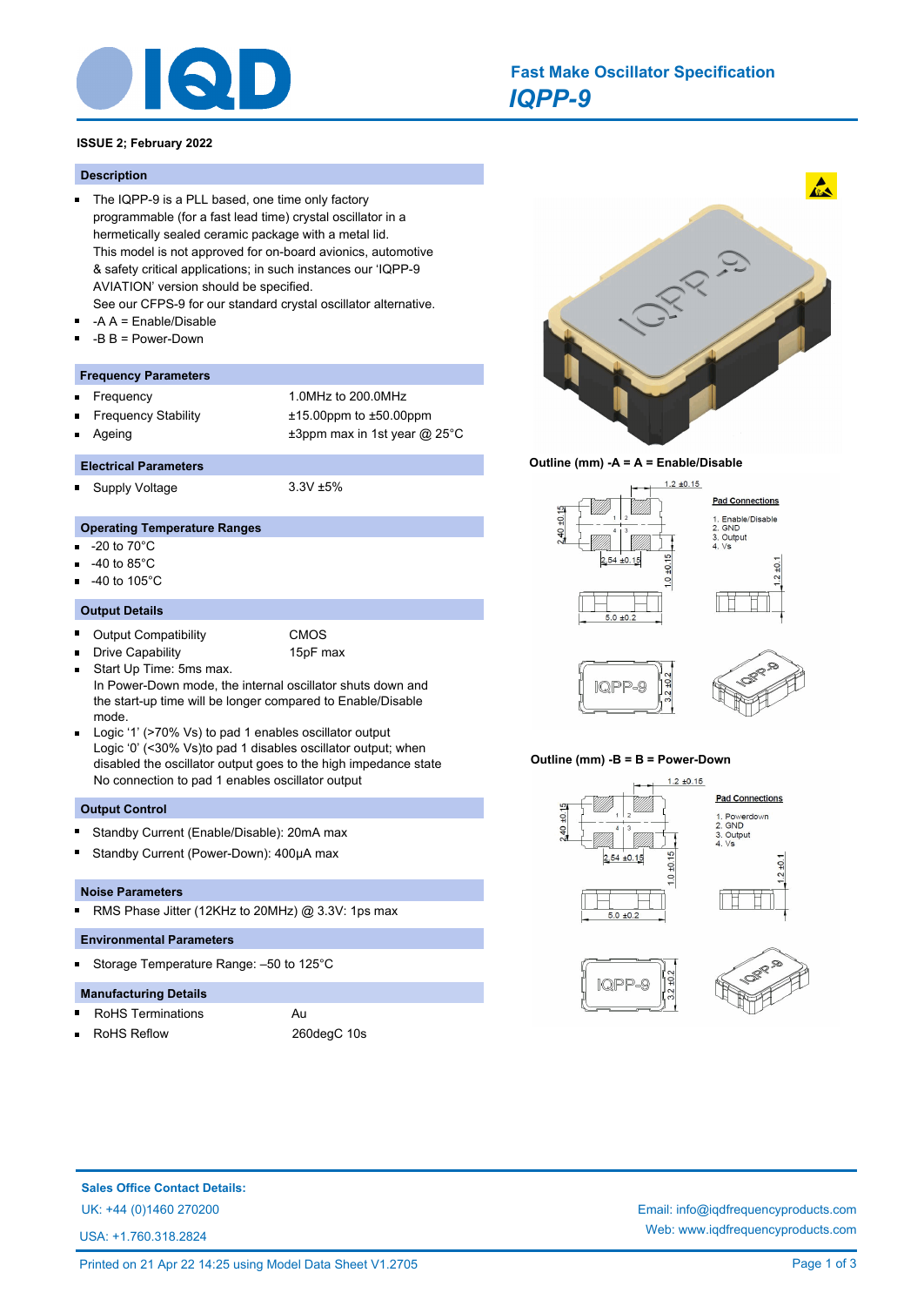# Fast Make Oscillator Specification

## IQPP-9

**ISSUE 2; February 2022**

### Description

- The IQPP-9 is a PLL based, one time only factory programmable (for a fast lead time) crystal oscillator in a hermetically sealed ceramic package with a metal lid.
  This model is not approved for on-board avionics, automotive & safety critical applications; in such instances our 'IQPP-9 AVIATION' version should be specified.
  See our CFPS-9 for our standard crystal oscillator alternative.
- -A A = Enable/Disable
- -B B = Power-Down

### Frequency Parameters

- Frequency: 1.0MHz to 200.0MHz
- Frequency Stability: ±15.00ppm to ±50.00ppm
- Ageing: ±3ppm max in 1st year @ 25°C

### Electrical Parameters

- Supply Voltage: 3.3V ±5%

### Operating Temperature Ranges

- -20 to 70°C
- -40 to 85°C
- -40 to 105°C

### Output Details

- Output Compatibility: CMOS
- Drive Capability: 15pF max
- Start Up Time: 5ms max.
  In Power-Down mode, the internal oscillator shuts down and the start-up time will be longer compared to Enable/Disable mode.
- Logic '1' (>70% Vs) to pad 1 enables oscillator output
  Logic '0' (<30% Vs)to pad 1 disables oscillator output; when disabled the oscillator output goes to the high impedance state
  No connection to pad 1 enables oscillator output

### Output Control

- Standby Current (Enable/Disable): 20mA max
- Standby Current (Power-Down): 400µA max

### Noise Parameters

- RMS Phase Jitter (12KHz to 20MHz) @ 3.3V: 1ps max

### Environmental Parameters

- Storage Temperature Range: –50 to 125°C

### Manufacturing Details

- RoHS Terminations: Au
- RoHS Reflow: 260degC 10s

**Outline (mm) -A = A = Enable/Disable**

1.2 ±0.15; 2.40 ±0.15; 2.54 ±0.15; 1.0 ±0.15; 5.0 ±0.2; 1.2 ±0.1; 3.2 ±0.2

Pad Connections
1. Enable/Disable
2. GND
3. Output
4. Vs

**Outline (mm) -B = B = Power-Down**

1.2 ±0.15; 2.40 ±0.15; 2.54 ±0.15; 1.0 ±0.15; 5.0 ±0.2; 1.2 ±0.1; 3.2 ±0.2

Pad Connections
1. Powerdown
2. GND
3. Output
4. Vs

**Sales Office Contact Details:**

UK: +44 (0)1460 270200

USA: +1.760.318.2824

Email: info@iqdfrequencyproducts.com

Web: www.iqdfrequencyproducts.com

Printed on 21 Apr 22 14:25 using Model Data Sheet V1.2705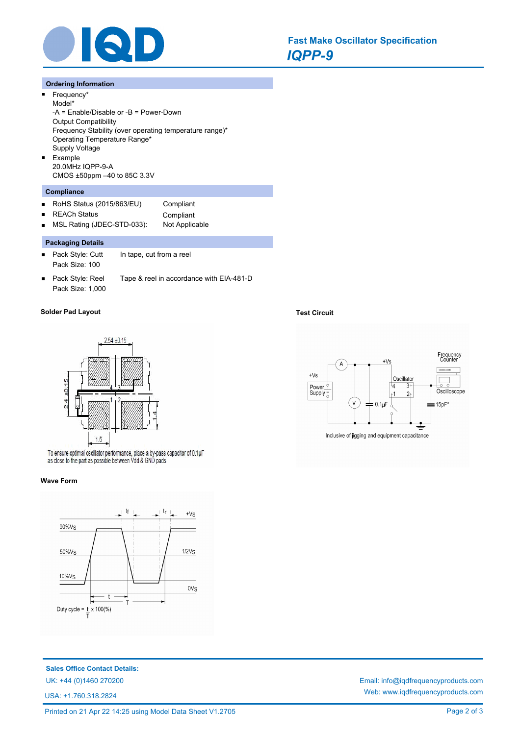## Fast Make Oscillator Specification

## *IQPP-9*

### Ordering Information

- Frequency*
  Model*
  -A = Enable/Disable or -B = Power-Down
  Output Compatibility
  Frequency Stability (over operating temperature range)*
  Operating Temperature Range*
  Supply Voltage
- Example
  20.0MHz IQPP-9-A
  CMOS ±50ppm –40 to 85C 3.3V

### Compliance

- RoHS Status (2015/863/EU) Compliant
- REACH Status Compliant
- MSL Rating (JDEC-STD-033): Not Applicable

### Packaging Details

- Pack Style: Cutt In tape, cut from a reel
  Pack Size: 100
- Pack Style: Reel Tape & reel in accordance with EIA-481-D
  Pack Size: 1,000

### Solder Pad Layout

To ensure optimal oscillator performance, place a by-pass capacitor of 0.1µF as close to the part as possible between Vdd & GND pads

### Test Circuit

Inclusive of jigging and equipment capacitance

### Wave Form

Duty cycle = $\frac{t}{T}$ x 100(%)

**Sales Office Contact Details:**

UK: +44 (0)1460 270200

USA: +1.760.318.2824

Email: info@iqdfrequencyproducts.com

Web: www.iqdfrequencyproducts.com

Printed on 21 Apr 22 14:25 using Model Data Sheet V1.2705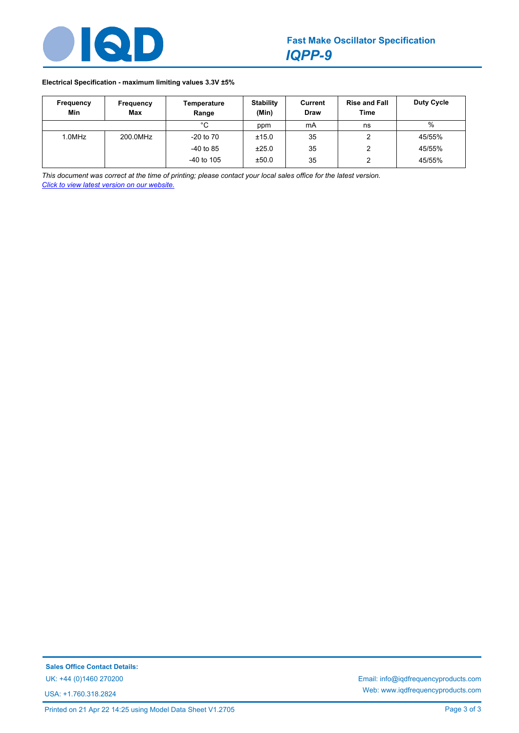**Electrical Specification - maximum limiting values 3.3V ±5%**

| Frequency Min | Frequency Max | Temperature Range | Stability (Min) | Current Draw | Rise and Fall Time | Duty Cycle |
|---|---|---|---|---|---|---|
| | | °C | ppm | mA | ns | % |
| 1.0MHz | 200.0MHz | -20 to 70 | ±15.0 | 35 | 2 | 45/55% |
| | | -40 to 85 | ±25.0 | 35 | 2 | 45/55% |
| | | -40 to 105 | ±50.0 | 35 | 2 | 45/55% |

*This document was correct at the time of printing; please contact your local sales office for the latest version.*
*Click to view latest version on our website.*

**Sales Office Contact Details:**

UK: +44 (0)1460 270200

USA: +1.760.318.2824

Email: info@iqdfrequencyproducts.com

Web: www.iqdfrequencyproducts.com

Printed on 21 Apr 22 14:25 using Model Data Sheet V1.2705